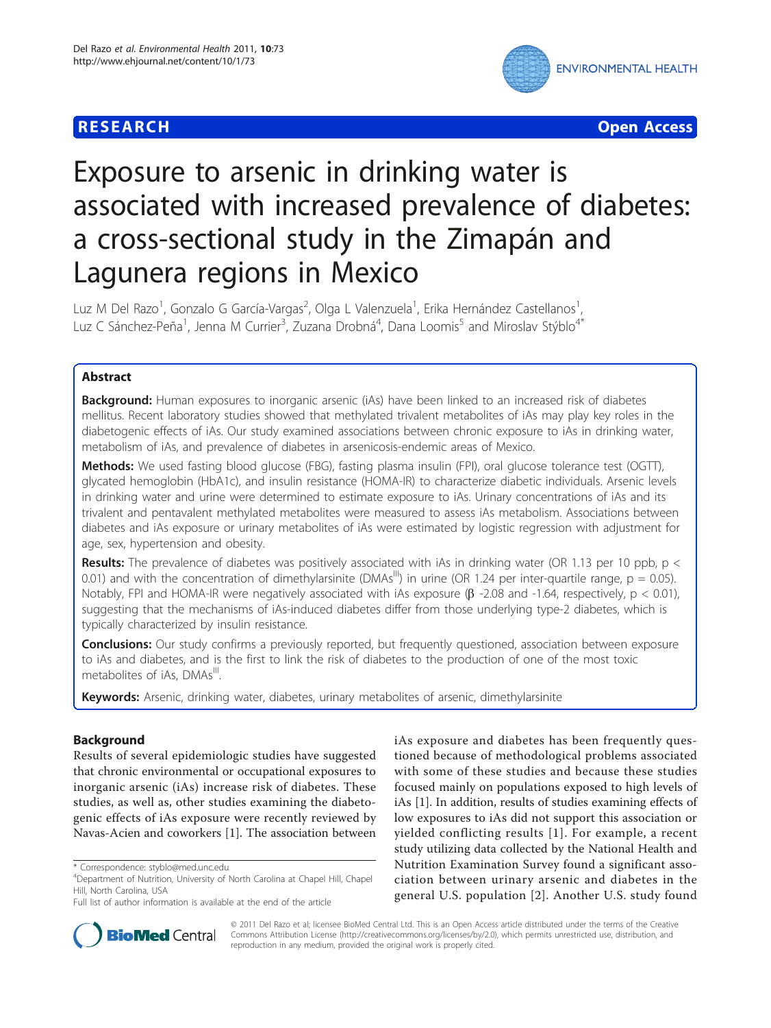**RESEARCH** **Open Access**

# Exposure to arsenic in drinking water is associated with increased prevalence of diabetes: a cross-sectional study in the Zimapán and Lagunera regions in Mexico

Luz M Del Razo[1], Gonzalo G García-Vargas[2], Olga L Valenzuela[1], Erika Hernández Castellanos[1], Luz C Sánchez-Peña[1], Jenna M Currier[3], Zuzana Drobná[4], Dana Loomis[5] and Miroslav Stýblo[4*]

## Abstract

**Background:** Human exposures to inorganic arsenic (iAs) have been linked to an increased risk of diabetes mellitus. Recent laboratory studies showed that methylated trivalent metabolites of iAs may play key roles in the diabetogenic effects of iAs. Our study examined associations between chronic exposure to iAs in drinking water, metabolism of iAs, and prevalence of diabetes in arsenicosis-endemic areas of Mexico.

**Methods:** We used fasting blood glucose (FBG), fasting plasma insulin (FPI), oral glucose tolerance test (OGTT), glycated hemoglobin (HbA1c), and insulin resistance (HOMA-IR) to characterize diabetic individuals. Arsenic levels in drinking water and urine were determined to estimate exposure to iAs. Urinary concentrations of iAs and its trivalent and pentavalent methylated metabolites were measured to assess iAs metabolism. Associations between diabetes and iAs exposure or urinary metabolites of iAs were estimated by logistic regression with adjustment for age, sex, hypertension and obesity.

**Results:** The prevalence of diabetes was positively associated with iAs in drinking water (OR 1.13 per 10 ppb, $p < 0.01$) and with the concentration of dimethylarsinite ($DMAs^{III}$) in urine (OR 1.24 per inter-quartile range, $p = 0.05$). Notably, FPI and HOMA-IR were negatively associated with iAs exposure ($\beta$ -2.08 and -1.64, respectively, $p < 0.01$), suggesting that the mechanisms of iAs-induced diabetes differ from those underlying type-2 diabetes, which is typically characterized by insulin resistance.

**Conclusions:** Our study confirms a previously reported, but frequently questioned, association between exposure to iAs and diabetes, and is the first to link the risk of diabetes to the production of one of the most toxic metabolites of iAs, $DMAs^{III}$.

**Keywords:** Arsenic, drinking water, diabetes, urinary metabolites of arsenic, dimethylarsinite

## Background

Results of several epidemiologic studies have suggested that chronic environmental or occupational exposures to inorganic arsenic (iAs) increase risk of diabetes. These studies, as well as, other studies examining the diabetogenic effects of iAs exposure were recently reviewed by Navas-Acien and coworkers [1]. The association between iAs exposure and diabetes has been frequently questioned because of methodological problems associated with some of these studies and because these studies focused mainly on populations exposed to high levels of iAs [1]. In addition, results of studies examining effects of low exposures to iAs did not support this association or yielded conflicting results [1]. For example, a recent study utilizing data collected by the National Health and Nutrition Examination Survey found a significant association between urinary arsenic and diabetes in the general U.S. population [2]. Another U.S. study found

\* Correspondence: styblo@med.unc.edu
[4]Department of Nutrition, University of North Carolina at Chapel Hill, Chapel Hill, North Carolina, USA
Full list of author information is available at the end of the article

© 2011 Del Razo et al; licensee BioMed Central Ltd. This is an Open Access article distributed under the terms of the Creative Commons Attribution License (http://creativecommons.org/licenses/by/2.0), which permits unrestricted use, distribution, and reproduction in any medium, provided the original work is properly cited.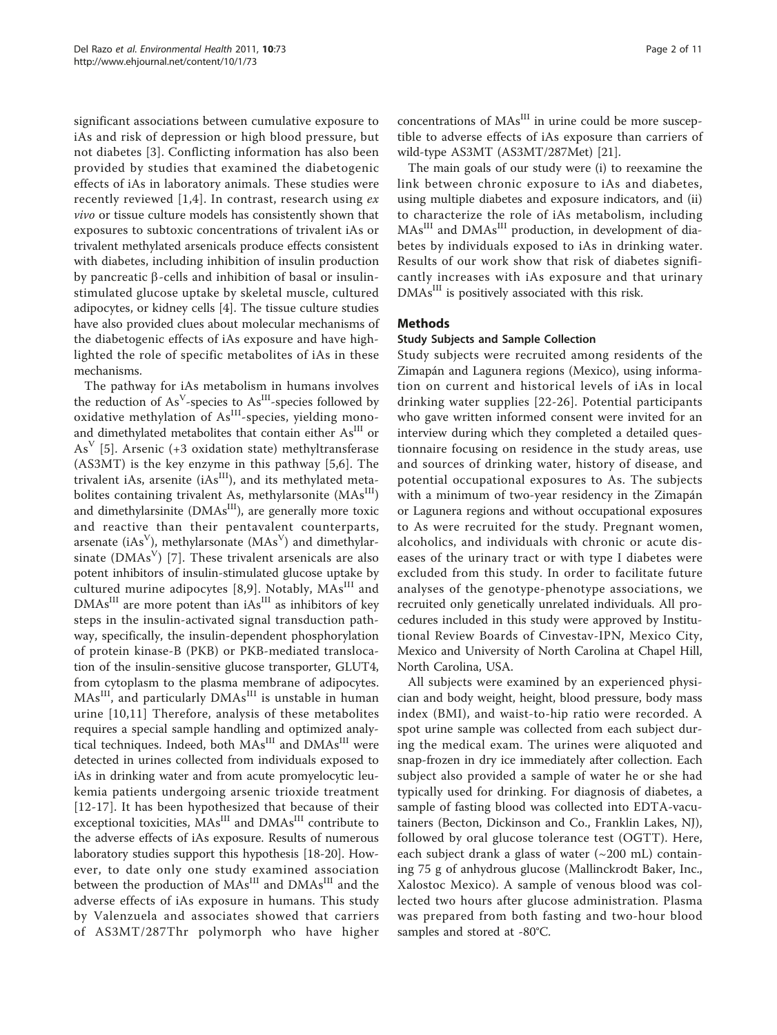significant associations between cumulative exposure to iAs and risk of depression or high blood pressure, but not diabetes [3]. Conflicting information has also been provided by studies that examined the diabetogenic effects of iAs in laboratory animals. These studies were recently reviewed [1,4]. In contrast, research using *ex vivo* or tissue culture models has consistently shown that exposures to subtoxic concentrations of trivalent iAs or trivalent methylated arsenicals produce effects consistent with diabetes, including inhibition of insulin production by pancreatic β-cells and inhibition of basal or insulin-stimulated glucose uptake by skeletal muscle, cultured adipocytes, or kidney cells [4]. The tissue culture studies have also provided clues about molecular mechanisms of the diabetogenic effects of iAs exposure and have highlighted the role of specific metabolites of iAs in these mechanisms.

The pathway for iAs metabolism in humans involves the reduction of $As^{V}$-species to $As^{III}$-species followed by oxidative methylation of $As^{III}$-species, yielding mono- and dimethylated metabolites that contain either $As^{III}$ or $As^{V}$ [5]. Arsenic (+3 oxidation state) methyltransferase (AS3MT) is the key enzyme in this pathway [5,6]. The trivalent iAs, arsenite ($iAs^{III}$), and its methylated metabolites containing trivalent As, methylarsonite ($MAs^{III}$) and dimethylarsinite ($DMAs^{III}$), are generally more toxic and reactive than their pentavalent counterparts, arsenate ($iAs^{V}$), methylarsonate ($MAs^{V}$) and dimethylarsinate ($DMAs^{V}$) [7]. These trivalent arsenicals are also potent inhibitors of insulin-stimulated glucose uptake by cultured murine adipocytes [8,9]. Notably, $MAs^{III}$ and $DMAs^{III}$ are more potent than $iAs^{III}$ as inhibitors of key steps in the insulin-activated signal transduction pathway, specifically, the insulin-dependent phosphorylation of protein kinase-B (PKB) or PKB-mediated translocation of the insulin-sensitive glucose transporter, GLUT4, from cytoplasm to the plasma membrane of adipocytes. $MAs^{III}$, and particularly $DMAs^{III}$ is unstable in human urine [10,11] Therefore, analysis of these metabolites requires a special sample handling and optimized analytical techniques. Indeed, both $MAs^{III}$ and $DMAs^{III}$ were detected in urines collected from individuals exposed to iAs in drinking water and from acute promyelocytic leukemia patients undergoing arsenic trioxide treatment [12-17]. It has been hypothesized that because of their exceptional toxicities, $MAs^{III}$ and $DMAs^{III}$ contribute to the adverse effects of iAs exposure. Results of numerous laboratory studies support this hypothesis [18-20]. However, to date only one study examined association between the production of $MAs^{III}$ and $DMAs^{III}$ and the adverse effects of iAs exposure in humans. This study by Valenzuela and associates showed that carriers of AS3MT/287Thr polymorph who have higher concentrations of $MAs^{III}$ in urine could be more susceptible to adverse effects of iAs exposure than carriers of wild-type AS3MT (AS3MT/287Met) [21].

The main goals of our study were (i) to reexamine the link between chronic exposure to iAs and diabetes, using multiple diabetes and exposure indicators, and (ii) to characterize the role of iAs metabolism, including $MAs^{III}$ and $DMAs^{III}$ production, in development of diabetes by individuals exposed to iAs in drinking water. Results of our work show that risk of diabetes significantly increases with iAs exposure and that urinary $DMAs^{III}$ is positively associated with this risk.

## Methods

### Study Subjects and Sample Collection

Study subjects were recruited among residents of the Zimapán and Lagunera regions (Mexico), using information on current and historical levels of iAs in local drinking water supplies [22-26]. Potential participants who gave written informed consent were invited for an interview during which they completed a detailed questionnaire focusing on residence in the study areas, use and sources of drinking water, history of disease, and potential occupational exposures to As. The subjects with a minimum of two-year residency in the Zimapán or Lagunera regions and without occupational exposures to As were recruited for the study. Pregnant women, alcoholics, and individuals with chronic or acute diseases of the urinary tract or with type I diabetes were excluded from this study. In order to facilitate future analyses of the genotype-phenotype associations, we recruited only genetically unrelated individuals. All procedures included in this study were approved by Institutional Review Boards of Cinvestav-IPN, Mexico City, Mexico and University of North Carolina at Chapel Hill, North Carolina, USA.

All subjects were examined by an experienced physician and body weight, height, blood pressure, body mass index (BMI), and waist-to-hip ratio were recorded. A spot urine sample was collected from each subject during the medical exam. The urines were aliquoted and snap-frozen in dry ice immediately after collection. Each subject also provided a sample of water he or she had typically used for drinking. For diagnosis of diabetes, a sample of fasting blood was collected into EDTA-vacutainers (Becton, Dickinson and Co., Franklin Lakes, NJ), followed by oral glucose tolerance test (OGTT). Here, each subject drank a glass of water (~200 mL) containing 75 g of anhydrous glucose (Mallinckrodt Baker, Inc., Xalostoc Mexico). A sample of venous blood was collected two hours after glucose administration. Plasma was prepared from both fasting and two-hour blood samples and stored at -80°C.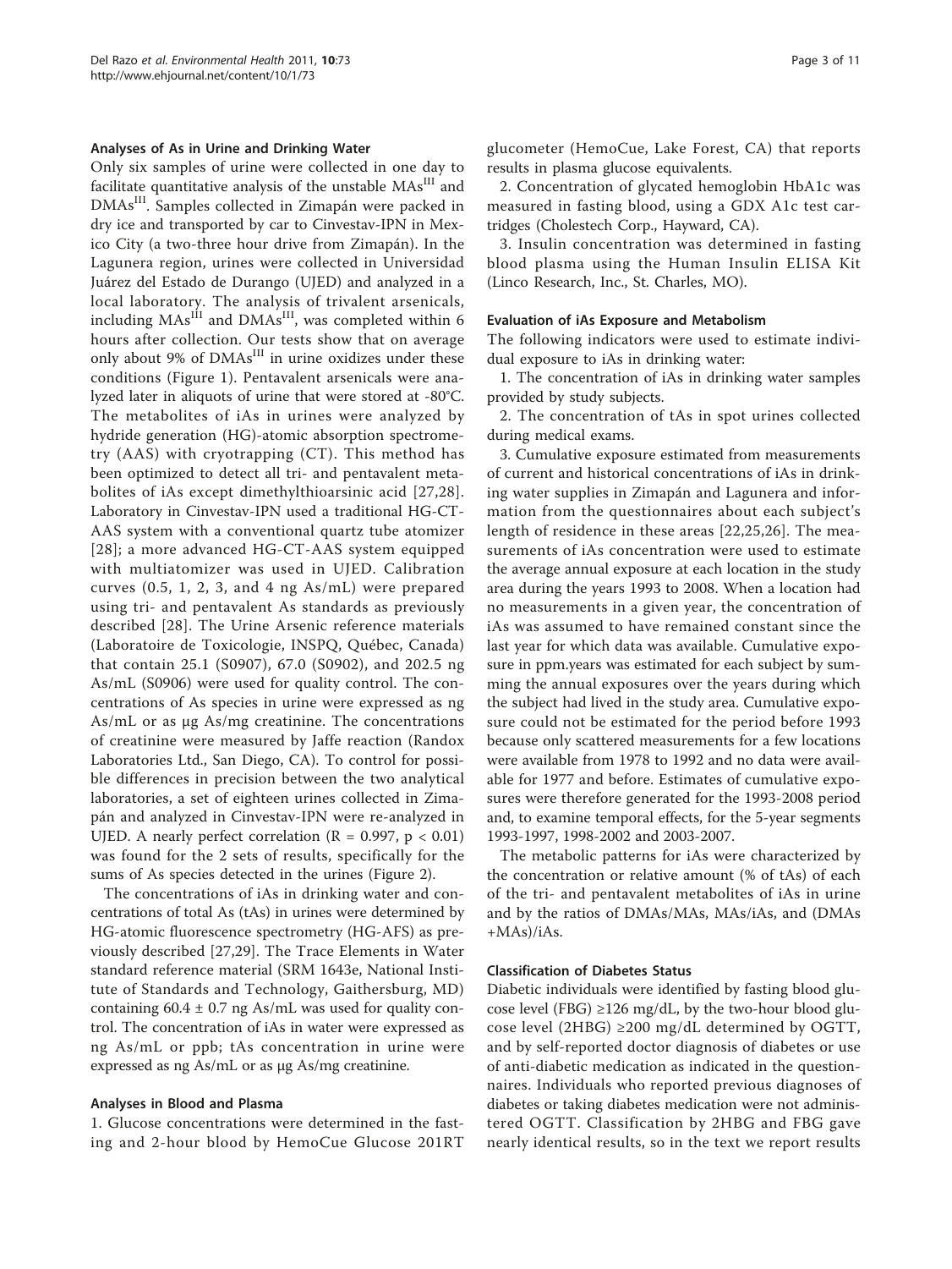### Analyses of As in Urine and Drinking Water

Only six samples of urine were collected in one day to facilitate quantitative analysis of the unstable $MAs^{III}$ and $DMAs^{III}$. Samples collected in Zimapán were packed in dry ice and transported by car to Cinvestav-IPN in Mexico City (a two-three hour drive from Zimapán). In the Lagunera region, urines were collected in Universidad Juárez del Estado de Durango (UJED) and analyzed in a local laboratory. The analysis of trivalent arsenicals, including $MAs^{III}$ and $DMAs^{III}$, was completed within 6 hours after collection. Our tests show that on average only about 9% of $DMAs^{III}$ in urine oxidizes under these conditions (Figure 1). Pentavalent arsenicals were analyzed later in aliquots of urine that were stored at -80°C. The metabolites of iAs in urines were analyzed by hydride generation (HG)-atomic absorption spectrometry (AAS) with cryotrapping (CT). This method has been optimized to detect all tri- and pentavalent metabolites of iAs except dimethylthioarsinic acid [27,28]. Laboratory in Cinvestav-IPN used a traditional HG-CT-AAS system with a conventional quartz tube atomizer [28]; a more advanced HG-CT-AAS system equipped with multiatomizer was used in UJED. Calibration curves (0.5, 1, 2, 3, and 4 ng As/mL) were prepared using tri- and pentavalent As standards as previously described [28]. The Urine Arsenic reference materials (Laboratoire de Toxicologie, INSPQ, Québec, Canada) that contain 25.1 (S0907), 67.0 (S0902), and 202.5 ng As/mL (S0906) were used for quality control. The concentrations of As species in urine were expressed as ng As/mL or as μg As/mg creatinine. The concentrations of creatinine were measured by Jaffe reaction (Randox Laboratories Ltd., San Diego, CA). To control for possible differences in precision between the two analytical laboratories, a set of eighteen urines collected in Zimapán and analyzed in Cinvestav-IPN were re-analyzed in UJED. A nearly perfect correlation ($R = 0.997$, $p < 0.01$) was found for the 2 sets of results, specifically for the sums of As species detected in the urines (Figure 2).

The concentrations of iAs in drinking water and concentrations of total As (tAs) in urines were determined by HG-atomic fluorescence spectrometry (HG-AFS) as previously described [27,29]. The Trace Elements in Water standard reference material (SRM 1643e, National Institute of Standards and Technology, Gaithersburg, MD) containing $60.4 \pm 0.7$ ng As/mL was used for quality control. The concentration of iAs in water were expressed as ng As/mL or ppb; tAs concentration in urine were expressed as ng As/mL or as μg As/mg creatinine.

### Analyses in Blood and Plasma

1. Glucose concentrations were determined in the fasting and 2-hour blood by HemoCue Glucose 201RT glucometer (HemoCue, Lake Forest, CA) that reports results in plasma glucose equivalents.

2. Concentration of glycated hemoglobin HbA1c was measured in fasting blood, using a GDX A1c test cartridges (Cholestech Corp., Hayward, CA).

3. Insulin concentration was determined in fasting blood plasma using the Human Insulin ELISA Kit (Linco Research, Inc., St. Charles, MO).

### Evaluation of iAs Exposure and Metabolism

The following indicators were used to estimate individual exposure to iAs in drinking water:

1. The concentration of iAs in drinking water samples provided by study subjects.

2. The concentration of tAs in spot urines collected during medical exams.

3. Cumulative exposure estimated from measurements of current and historical concentrations of iAs in drinking water supplies in Zimapán and Lagunera and information from the questionnaires about each subject's length of residence in these areas [22,25,26]. The measurements of iAs concentration were used to estimate the average annual exposure at each location in the study area during the years 1993 to 2008. When a location had no measurements in a given year, the concentration of iAs was assumed to have remained constant since the last year for which data was available. Cumulative exposure in ppm.years was estimated for each subject by summing the annual exposures over the years during which the subject had lived in the study area. Cumulative exposure could not be estimated for the period before 1993 because only scattered measurements for a few locations were available from 1978 to 1992 and no data were available for 1977 and before. Estimates of cumulative exposures were therefore generated for the 1993-2008 period and, to examine temporal effects, for the 5-year segments 1993-1997, 1998-2002 and 2003-2007.

The metabolic patterns for iAs were characterized by the concentration or relative amount (% of tAs) of each of the tri- and pentavalent metabolites of iAs in urine and by the ratios of DMAs/MAs, MAs/iAs, and (DMAs +MAs)/iAs.

### Classification of Diabetes Status

Diabetic individuals were identified by fasting blood glucose level (FBG) ≥126 mg/dL, by the two-hour blood glucose level (2HBG) ≥200 mg/dL determined by OGTT, and by self-reported doctor diagnosis of diabetes or use of anti-diabetic medication as indicated in the questionnaires. Individuals who reported previous diagnoses of diabetes or taking diabetes medication were not administered OGTT. Classification by 2HBG and FBG gave nearly identical results, so in the text we report results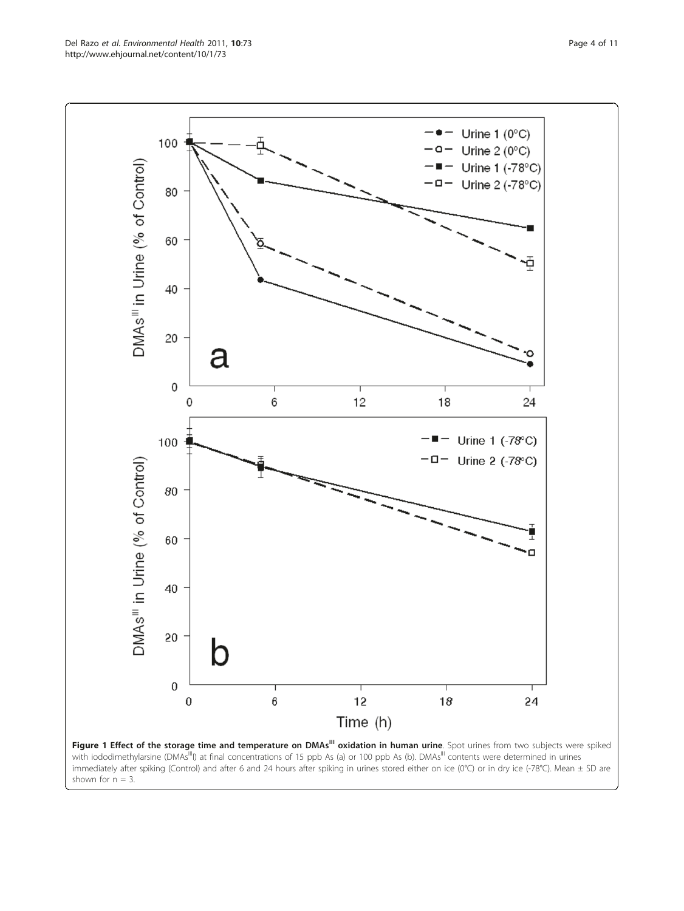a

$DMAs^{III}$ in Urine (% of Control)

0
20
40
60
80
100

0
6
12
18
24

Urine 1 (0°C)
Urine 2 (0°C)
Urine 1 (-78°C)
Urine 2 (-78°C)

b

$DMAs^{III}$ in Urine (% of Control)

0
20
40
60
80
100

0
6
12
18
24

Time (h)

Urine 1 (-78°C)
Urine 2 (-78°C)

**Figure 1 Effect of the storage time and temperature on $DMAs^{III}$ oxidation in human urine**. Spot urines from two subjects were spiked with iododimethylarsine ($DMAs^{III}I$) at final concentrations of 15 ppb As (a) or 100 ppb As (b). $DMAs^{III}$ contents were determined in urines immediately after spiking (Control) and after 6 and 24 hours after spiking in urines stored either on ice (0°C) or in dry ice (-78°C). Mean ± SD are shown for n = 3.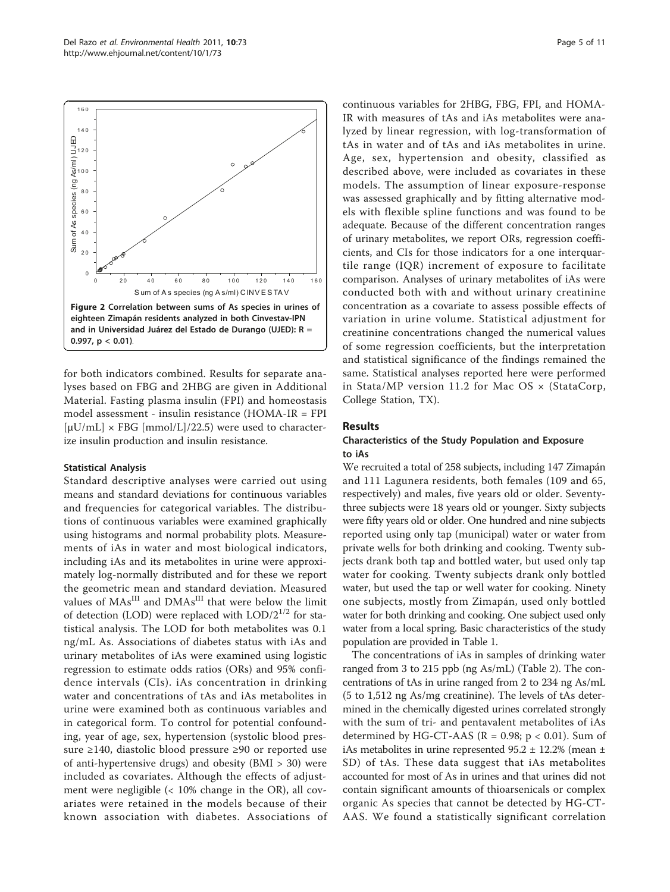160
140
120
100
80
60
40
20
0
Sum of As species (ng As/ml) UJED
0 20 40 60 80 100 120 140 160
Sum of As species (ng As/ml) CINVESTAV

**Figure 2 Correlation between sums of As species in urines of eighteen Zimapán residents analyzed in both Cinvestav-IPN and in Universidad Juárez del Estado de Durango (UJED): R = 0.997, p < 0.01)**.

for both indicators combined. Results for separate analyses based on FBG and 2HBG are given in Additional Material. Fasting plasma insulin (FPI) and homeostasis model assessment - insulin resistance (HOMA-IR = FPI [μU/mL] × FBG [mmol/L]/22.5) were used to characterize insulin production and insulin resistance.

### Statistical Analysis

Standard descriptive analyses were carried out using means and standard deviations for continuous variables and frequencies for categorical variables. The distributions of continuous variables were examined graphically using histograms and normal probability plots. Measurements of iAs in water and most biological indicators, including iAs and its metabolites in urine were approximately log-normally distributed and for these we report the geometric mean and standard deviation. Measured values of $MAs^{III}$ and $DMAs^{III}$ that were below the limit of detection (LOD) were replaced with $LOD/2^{1/2}$ for statistical analysis. The LOD for both metabolites was 0.1 ng/mL As. Associations of diabetes status with iAs and urinary metabolites of iAs were examined using logistic regression to estimate odds ratios (ORs) and 95% confidence intervals (CIs). iAs concentration in drinking water and concentrations of tAs and iAs metabolites in urine were examined both as continuous variables and in categorical form. To control for potential confounding, year of age, sex, hypertension (systolic blood pressure ≥140, diastolic blood pressure ≥90 or reported use of anti-hypertensive drugs) and obesity (BMI > 30) were included as covariates. Although the effects of adjustment were negligible (< 10% change in the OR), all covariates were retained in the models because of their known association with diabetes. Associations of continuous variables for 2HBG, FBG, FPI, and HOMA-IR with measures of tAs and iAs metabolites were analyzed by linear regression, with log-transformation of tAs in water and of tAs and iAs metabolites in urine. Age, sex, hypertension and obesity, classified as described above, were included as covariates in these models. The assumption of linear exposure-response was assessed graphically and by fitting alternative models with flexible spline functions and was found to be adequate. Because of the different concentration ranges of urinary metabolites, we report ORs, regression coefficients, and CIs for those indicators for a one interquartile range (IQR) increment of exposure to facilitate comparison. Analyses of urinary metabolites of iAs were conducted both with and without urinary creatinine concentration as a covariate to assess possible effects of variation in urine volume. Statistical adjustment for creatinine concentrations changed the numerical values of some regression coefficients, but the interpretation and statistical significance of the findings remained the same. Statistical analyses reported here were performed in Stata/MP version 11.2 for Mac OS × (StataCorp, College Station, TX).

## Results

### Characteristics of the Study Population and Exposure to iAs

We recruited a total of 258 subjects, including 147 Zimapán and 111 Lagunera residents, both females (109 and 65, respectively) and males, five years old or older. Seventy-three subjects were 18 years old or younger. Sixty subjects were fifty years old or older. One hundred and nine subjects reported using only tap (municipal) water or water from private wells for both drinking and cooking. Twenty subjects drank both tap and bottled water, but used only tap water for cooking. Twenty subjects drank only bottled water, but used the tap or well water for cooking. Ninety one subjects, mostly from Zimapán, used only bottled water for both drinking and cooking. One subject used only water from a local spring. Basic characteristics of the study population are provided in Table 1.

The concentrations of iAs in samples of drinking water ranged from 3 to 215 ppb (ng As/mL) (Table 2). The concentrations of tAs in urine ranged from 2 to 234 ng As/mL (5 to 1,512 ng As/mg creatinine). The levels of tAs determined in the chemically digested urines correlated strongly with the sum of tri- and pentavalent metabolites of iAs determined by HG-CT-AAS ($R = 0.98$; $p < 0.01$). Sum of iAs metabolites in urine represented 95.2 ± 12.2% (mean ± SD) of tAs. These data suggest that iAs metabolites accounted for most of As in urines and that urines did not contain significant amounts of thioarsenicals or complex organic As species that cannot be detected by HG-CT-AAS. We found a statistically significant correlation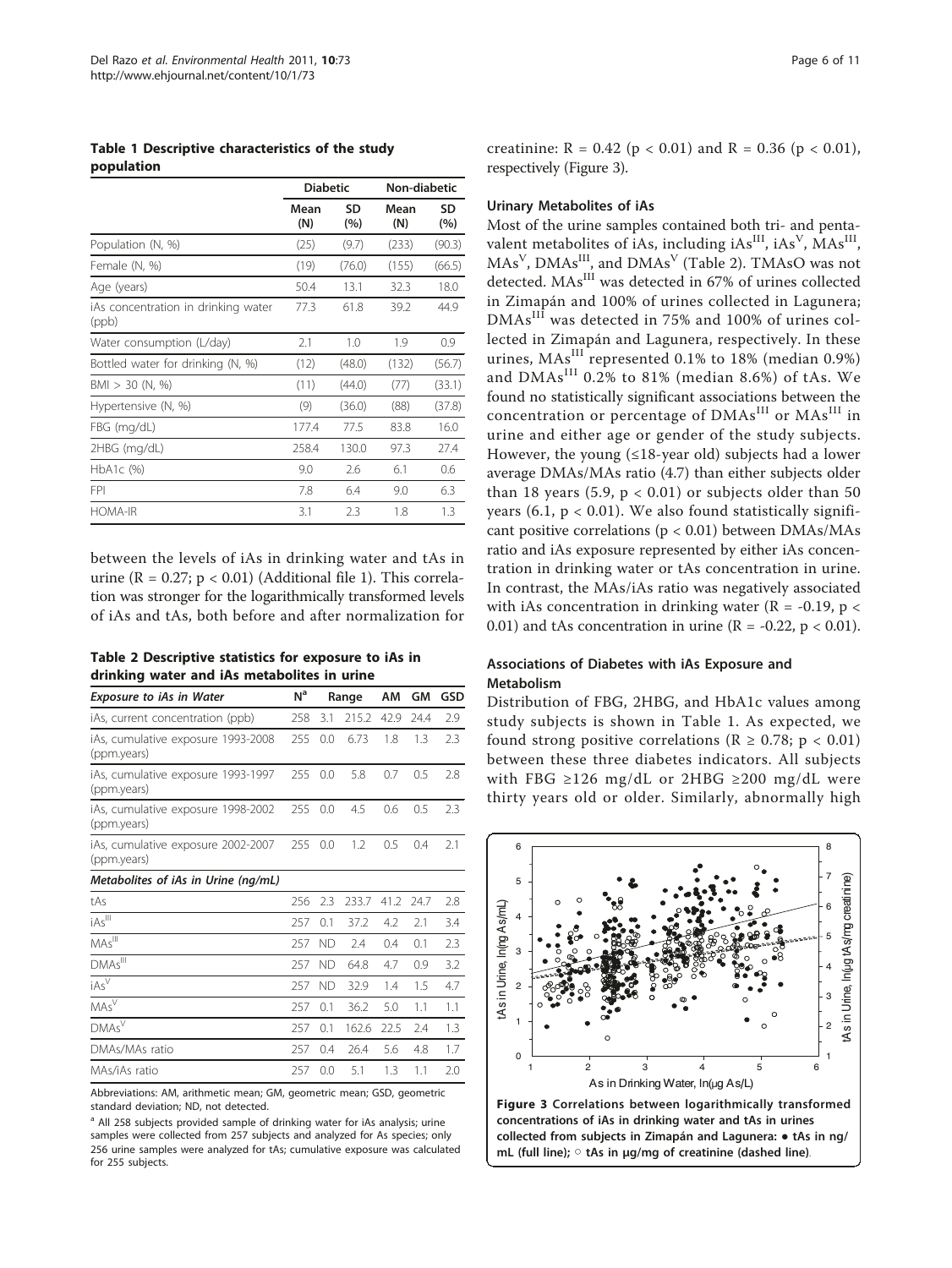**Table 1 Descriptive characteristics of the study population**

| | Diabetic | | Non-diabetic | |
|---|---|---|---|---|
| | Mean (N) | SD (%) | Mean (N) | SD (%) |
| Population (N, %) | (25) | (9.7) | (233) | (90.3) |
| Female (N, %) | (19) | (76.0) | (155) | (66.5) |
| Age (years) | 50.4 | 13.1 | 32.3 | 18.0 |
| iAs concentration in drinking water (ppb) | 77.3 | 61.8 | 39.2 | 44.9 |
| Water consumption (L/day) | 2.1 | 1.0 | 1.9 | 0.9 |
| Bottled water for drinking (N, %) | (12) | (48.0) | (132) | (56.7) |
| BMI > 30 (N, %) | (11) | (44.0) | (77) | (33.1) |
| Hypertensive (N, %) | (9) | (36.0) | (88) | (37.8) |
| FBG (mg/dL) | 177.4 | 77.5 | 83.8 | 16.0 |
| 2HBG (mg/dL) | 258.4 | 130.0 | 97.3 | 27.4 |
| HbA1c (%) | 9.0 | 2.6 | 6.1 | 0.6 |
| FPI | 7.8 | 6.4 | 9.0 | 6.3 |
| HOMA-IR | 3.1 | 2.3 | 1.8 | 1.3 |

between the levels of iAs in drinking water and tAs in urine ($R = 0.27$; $p < 0.01$) (Additional file 1). This correlation was stronger for the logarithmically transformed levels of iAs and tAs, both before and after normalization for creatinine: $R = 0.42$ ($p < 0.01$) and $R = 0.36$ ($p < 0.01$), respectively (Figure 3).

**Table 2 Descriptive statistics for exposure to iAs in drinking water and iAs metabolites in urine**

| *Exposure to iAs in Water* | N[a] | Range | | AM | GM | GSD |
|---|---|---|---|---|---|---|
| iAs, current concentration (ppb) | 258 | 3.1 | 215.2 | 42.9 | 24.4 | 2.9 |
| iAs, cumulative exposure 1993-2008 (ppm.years) | 255 | 0.0 | 6.73 | 1.8 | 1.3 | 2.3 |
| iAs, cumulative exposure 1993-1997 (ppm.years) | 255 | 0.0 | 5.8 | 0.7 | 0.5 | 2.8 |
| iAs, cumulative exposure 1998-2002 (ppm.years) | 255 | 0.0 | 4.5 | 0.6 | 0.5 | 2.3 |
| iAs, cumulative exposure 2002-2007 (ppm.years) | 255 | 0.0 | 1.2 | 0.5 | 0.4 | 2.1 |
| ***Metabolites of iAs in Urine (ng/mL)*** | | | | | | |
| tAs | 256 | 2.3 | 233.7 | 41.2 | 24.7 | 2.8 |
| $iAs^{III}$ | 257 | 0.1 | 37.2 | 4.2 | 2.1 | 3.4 |
| $MAs^{III}$ | 257 | ND | 2.4 | 0.4 | 0.1 | 2.3 |
| $DMAs^{III}$ | 257 | ND | 64.8 | 4.7 | 0.9 | 3.2 |
| $iAs^{V}$ | 257 | ND | 32.9 | 1.4 | 1.5 | 4.7 |
| $MAs^{V}$ | 257 | 0.1 | 36.2 | 5.0 | 1.1 | 1.1 |
| $DMAs^{V}$ | 257 | 0.1 | 162.6 | 22.5 | 2.4 | 1.3 |
| DMAs/MAs ratio | 257 | 0.4 | 26.4 | 5.6 | 4.8 | 1.7 |
| MAs/iAs ratio | 257 | 0.0 | 5.1 | 1.3 | 1.1 | 2.0 |

Abbreviations: AM, arithmetic mean; GM, geometric mean; GSD, geometric standard deviation; ND, not detected.

[a] All 258 subjects provided sample of drinking water for iAs analysis; urine samples were collected from 257 subjects and analyzed for As species; only 256 urine samples were analyzed for tAs; cumulative exposure was calculated for 255 subjects.

### Urinary Metabolites of iAs

Most of the urine samples contained both tri- and pentavalent metabolites of iAs, including $iAs^{III}$, $iAs^{V}$, $MAs^{III}$, $MAs^{V}$, $DMAs^{III}$, and $DMAs^{V}$ (Table 2). TMAsO was not detected. $MAs^{III}$ was detected in 67% of urines collected in Zimapán and 100% of urines collected in Lagunera; $DMAs^{III}$ was detected in 75% and 100% of urines collected in Zimapán and Lagunera, respectively. In these urines, $MAs^{III}$ represented 0.1% to 18% (median 0.9%) and $DMAs^{III}$ 0.2% to 81% (median 8.6%) of tAs. We found no statistically significant associations between the concentration or percentage of $DMAs^{III}$ or $MAs^{III}$ in urine and either age or gender of the study subjects. However, the young (≤18-year old) subjects had a lower average DMAs/MAs ratio (4.7) than either subjects older than 18 years (5.9, $p < 0.01$) or subjects older than 50 years (6.1, $p < 0.01$). We also found statistically significant positive correlations ($p < 0.01$) between DMAs/MAs ratio and iAs exposure represented by either iAs concentration in drinking water or tAs concentration in urine. In contrast, the MAs/iAs ratio was negatively associated with iAs concentration in drinking water ($R = -0.19$, $p < 0.01$) and tAs concentration in urine ($R = -0.22$, $p < 0.01$).

### Associations of Diabetes with iAs Exposure and Metabolism

Distribution of FBG, 2HBG, and HbA1c values among study subjects is shown in Table 1. As expected, we found strong positive correlations ($R \geq 0.78$; $p < 0.01$) between these three diabetes indicators. All subjects with FBG ≥126 mg/dL or 2HBG ≥200 mg/dL were thirty years old or older. Similarly, abnormally high

tAs in Urine, ln(ng As/mL)
tAs in Urine, ln(μg tAs/mg creatinine)
As in Drinking Water, ln(μg As/L)
0 1 2 3 4 5 6
1 2 3 4 5 6 7 8
1 2 3 4 5 6

**Figure 3 Correlations between logarithmically transformed concentrations of iAs in drinking water and tAs in urines collected from subjects in Zimapán and Lagunera: ● tAs in ng/mL (full line); ○ tAs in μg/mg of creatinine (dashed line)**.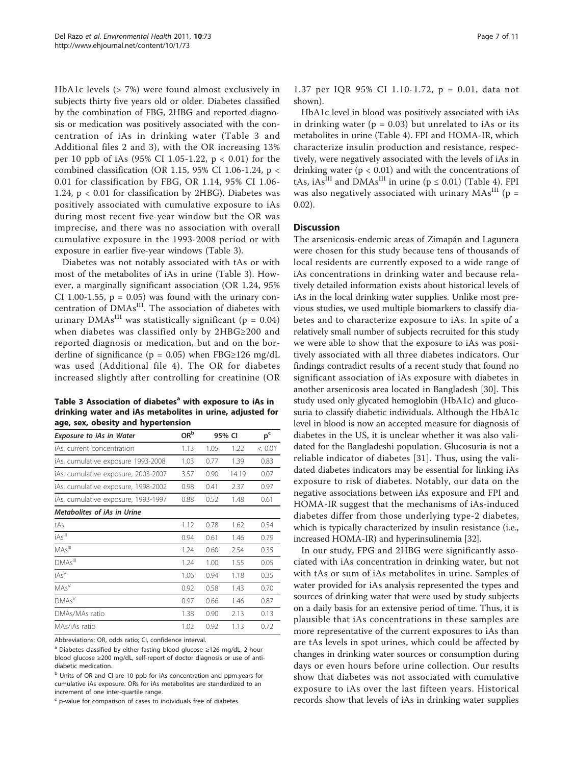HbA1c levels (> 7%) were found almost exclusively in subjects thirty five years old or older. Diabetes classified by the combination of FBG, 2HBG and reported diagnosis or medication was positively associated with the concentration of iAs in drinking water (Table 3 and Additional files 2 and 3), with the OR increasing 13% per 10 ppb of iAs (95% CI 1.05-1.22, $p < 0.01$) for the combined classification (OR 1.15, 95% CI 1.06-1.24, $p < 0.01$ for classification by FBG, OR 1.14, 95% CI 1.06-1.24, $p < 0.01$ for classification by 2HBG). Diabetes was positively associated with cumulative exposure to iAs during most recent five-year window but the OR was imprecise, and there was no association with overall cumulative exposure in the 1993-2008 period or with exposure in earlier five-year windows (Table 3).

Diabetes was not notably associated with tAs or with most of the metabolites of iAs in urine (Table 3). However, a marginally significant association (OR 1.24, 95% CI 1.00-1.55, $p = 0.05$) was found with the urinary concentration of $DMAs^{III}$. The association of diabetes with urinary $DMAs^{III}$ was statistically significant ($p = 0.04$) when diabetes was classified only by 2HBG≥200 and reported diagnosis or medication, but and on the borderline of significance ($p = 0.05$) when FBG≥126 mg/dL was used (Additional file 4). The OR for diabetes increased slightly after controlling for creatinine (OR 1.37 per IQR 95% CI 1.10-1.72, $p = 0.01$, data not shown).

**Table 3 Association of diabetes[a] with exposure to iAs in drinking water and iAs metabolites in urine, adjusted for age, sex, obesity and hypertension**

| *Exposure to iAs in Water* | OR[b] | 95% CI | | p[c] |
|---|---|---|---|---|
| iAs, current concentration | 1.13 | 1.05 | 1.22 | < 0.01 |
| iAs, cumulative exposure 1993-2008 | 1.03 | 0.77 | 1.39 | 0.83 |
| iAs, cumulative exposure, 2003-2007 | 3.57 | 0.90 | 14.19 | 0.07 |
| iAs, cumulative exposure, 1998-2002 | 0.98 | 0.41 | 2.37 | 0.97 |
| iAs, cumulative exposure, 1993-1997 | 0.88 | 0.52 | 1.48 | 0.61 |
| ***Metabolites of iAs in Urine*** | | | | |
| tAs | 1.12 | 0.78 | 1.62 | 0.54 |
| $iAs^{III}$ | 0.94 | 0.61 | 1.46 | 0.79 |
| $MAs^{III}$ | 1.24 | 0.60 | 2.54 | 0.35 |
| $DMAs^{III}$ | 1.24 | 1.00 | 1.55 | 0.05 |
| $iAs^{V}$ | 1.06 | 0.94 | 1.18 | 0.35 |
| $MAs^{V}$ | 0.92 | 0.58 | 1.43 | 0.70 |
| $DMAs^{V}$ | 0.97 | 0.66 | 1.46 | 0.87 |
| DMAs/MAs ratio | 1.38 | 0.90 | 2.13 | 0.13 |
| MAs/iAs ratio | 1.02 | 0.92 | 1.13 | 0.72 |

Abbreviations: OR, odds ratio; CI, confidence interval.

[a] Diabetes classified by either fasting blood glucose ≥126 mg/dL, 2-hour blood glucose ≥200 mg/dL, self-report of doctor diagnosis or use of anti-diabetic medication.

[b] Units of OR and CI are 10 ppb for iAs concentration and ppm.years for cumulative iAs exposure. ORs for iAs metabolites are standardized to an increment of one inter-quartile range.

[c] p-value for comparison of cases to individuals free of diabetes.

HbA1c level in blood was positively associated with iAs in drinking water ($p = 0.03$) but unrelated to iAs or its metabolites in urine (Table 4). FPI and HOMA-IR, which characterize insulin production and resistance, respectively, were negatively associated with the levels of iAs in drinking water ($p < 0.01$) and with the concentrations of tAs, $iAs^{III}$ and $DMAs^{III}$ in urine ($p \leq 0.01$) (Table 4). FPI was also negatively associated with urinary $MAs^{III}$ ($p = 0.02$).

## Discussion

The arsenicosis-endemic areas of Zimapán and Lagunera were chosen for this study because tens of thousands of local residents are currently exposed to a wide range of iAs concentrations in drinking water and because relatively detailed information exists about historical levels of iAs in the local drinking water supplies. Unlike most previous studies, we used multiple biomarkers to classify diabetes and to characterize exposure to iAs. In spite of a relatively small number of subjects recruited for this study we were able to show that the exposure to iAs was positively associated with all three diabetes indicators. Our findings contradict results of a recent study that found no significant association of iAs exposure with diabetes in another arsenicosis area located in Bangladesh [30]. This study used only glycated hemoglobin (HbA1c) and glucosuria to classify diabetic individuals. Although the HbA1c level in blood is now an accepted measure for diagnosis of diabetes in the US, it is unclear whether it was also validated for the Bangladeshi population. Glucosuria is not a reliable indicator of diabetes [31]. Thus, using the validated diabetes indicators may be essential for linking iAs exposure to risk of diabetes. Notably, our data on the negative associations between iAs exposure and FPI and HOMA-IR suggest that the mechanisms of iAs-induced diabetes differ from those underlying type-2 diabetes, which is typically characterized by insulin resistance (i.e., increased HOMA-IR) and hyperinsulinemia [32].

In our study, FPG and 2HBG were significantly associated with iAs concentration in drinking water, but not with tAs or sum of iAs metabolites in urine. Samples of water provided for iAs analysis represented the types and sources of drinking water that were used by study subjects on a daily basis for an extensive period of time. Thus, it is plausible that iAs concentrations in these samples are more representative of the current exposures to iAs than are tAs levels in spot urines, which could be affected by changes in drinking water sources or consumption during days or even hours before urine collection. Our results show that diabetes was not associated with cumulative exposure to iAs over the last fifteen years. Historical records show that levels of iAs in drinking water supplies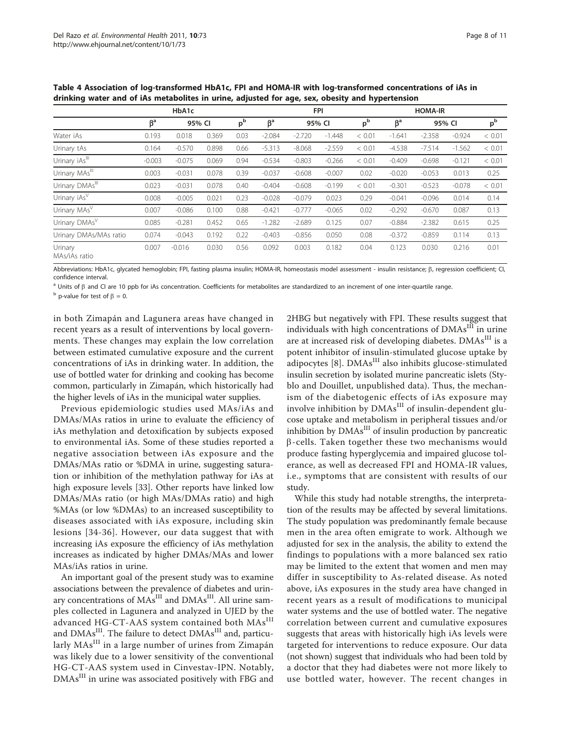**Table 4 Association of log-transformed HbA1c, FPI and HOMA-IR with log-transformed concentrations of iAs in drinking water and of iAs metabolites in urine, adjusted for age, sex, obesity and hypertension**

| | HbA1c | | | | FPI | | | | HOMA-IR | | | |
|---|---|---|---|---|---|---|---|---|---|---|---|---|
| | $\beta^a$ | 95% CI | | $p^b$ | $\beta^a$ | 95% CI | | $p^b$ | $\beta^a$ | 95% CI | | $p^b$ |
| Water iAs | 0.193 | 0.018 | 0.369 | 0.03 | -2.084 | -2.720 | -1.448 | < 0.01 | -1.641 | -2.358 | -0.924 | < 0.01 |
| Urinary tAs | 0.164 | -0.570 | 0.898 | 0.66 | -5.313 | -8.068 | -2.559 | < 0.01 | -4.538 | -7.514 | -1.562 | < 0.01 |
| Urinary $iAs^{III}$ | -0.003 | -0.075 | 0.069 | 0.94 | -0.534 | -0.803 | -0.266 | < 0.01 | -0.409 | -0.698 | -0.121 | < 0.01 |
| Urinary $MAs^{III}$ | 0.003 | -0.031 | 0.078 | 0.39 | -0.037 | -0.608 | -0.007 | 0.02 | -0.020 | -0.053 | 0.013 | 0.25 |
| Urinary $DMAs^{III}$ | 0.023 | -0.031 | 0.078 | 0.40 | -0.404 | -0.608 | -0.199 | < 0.01 | -0.301 | -0.523 | -0.078 | < 0.01 |
| Urinary $iAs^{V}$ | 0.008 | -0.005 | 0.021 | 0.23 | -0.028 | -0.079 | 0.023 | 0.29 | -0.041 | -0.096 | 0.014 | 0.14 |
| Urinary $MAs^{V}$ | 0.007 | -0.086 | 0.100 | 0.88 | -0.421 | -0.777 | -0.065 | 0.02 | -0.292 | -0.670 | 0.087 | 0.13 |
| Urinary $DMAs^{V}$ | 0.085 | -0.281 | 0.452 | 0.65 | -1.282 | -2.689 | 0.125 | 0.07 | -0.884 | -2.382 | 0.615 | 0.25 |
| Urinary DMAs/MAs ratio | 0.074 | -0.043 | 0.192 | 0.22 | -0.403 | -0.856 | 0.050 | 0.08 | -0.372 | -0.859 | 0.114 | 0.13 |
| Urinary MAs/iAs ratio | 0.007 | -0.016 | 0.030 | 0.56 | 0.092 | 0.003 | 0.182 | 0.04 | 0.123 | 0.030 | 0.216 | 0.01 |

Abbreviations: HbA1c, glycated hemoglobin; FPI, fasting plasma insulin; HOMA-IR, homeostasis model assessment - insulin resistance; β, regression coefficient; CI, confidence interval.

[a] Units of β and CI are 10 ppb for iAs concentration. Coefficients for metabolites are standardized to an increment of one inter-quartile range.

[b] p-value for test of $\beta = 0$.

in both Zimapán and Lagunera areas have changed in recent years as a result of interventions by local governments. These changes may explain the low correlation between estimated cumulative exposure and the current concentrations of iAs in drinking water. In addition, the use of bottled water for drinking and cooking has become common, particularly in Zimapán, which historically had the higher levels of iAs in the municipal water supplies.

Previous epidemiologic studies used MAs/iAs and DMAs/MAs ratios in urine to evaluate the efficiency of iAs methylation and detoxification by subjects exposed to environmental iAs. Some of these studies reported a negative association between iAs exposure and the DMAs/MAs ratio or %DMA in urine, suggesting saturation or inhibition of the methylation pathway for iAs at high exposure levels [33]. Other reports have linked low DMAs/MAs ratio (or high MAs/DMAs ratio) and high %MAs (or low %DMAs) to an increased susceptibility to diseases associated with iAs exposure, including skin lesions [34-36]. However, our data suggest that with increasing iAs exposure the efficiency of iAs methylation increases as indicated by higher DMAs/MAs and lower MAs/iAs ratios in urine.

An important goal of the present study was to examine associations between the prevalence of diabetes and urinary concentrations of $MAs^{III}$ and $DMAs^{III}$. All urine samples collected in Lagunera and analyzed in UJED by the advanced HG-CT-AAS system contained both $MAs^{III}$ and $DMAs^{III}$. The failure to detect $DMAs^{III}$ and, particularly $MAs^{III}$ in a large number of urines from Zimapán was likely due to a lower sensitivity of the conventional HG-CT-AAS system used in Cinvestav-IPN. Notably, $DMAs^{III}$ in urine was associated positively with FBG and 2HBG but negatively with FPI. These results suggest that individuals with high concentrations of $DMAs^{III}$ in urine are at increased risk of developing diabetes. $DMAs^{III}$ is a potent inhibitor of insulin-stimulated glucose uptake by adipocytes [8]. $DMAs^{III}$ also inhibits glucose-stimulated insulin secretion by isolated murine pancreatic islets (Styblo and Douillet, unpublished data). Thus, the mechanism of the diabetogenic effects of iAs exposure may involve inhibition by $DMAs^{III}$ of insulin-dependent glucose uptake and metabolism in peripheral tissues and/or inhibition by $DMAs^{III}$ of insulin production by pancreatic β-cells. Taken together these two mechanisms would produce fasting hyperglycemia and impaired glucose tolerance, as well as decreased FPI and HOMA-IR values, i.e., symptoms that are consistent with results of our study.

While this study had notable strengths, the interpretation of the results may be affected by several limitations. The study population was predominantly female because men in the area often emigrate to work. Although we adjusted for sex in the analysis, the ability to extend the findings to populations with a more balanced sex ratio may be limited to the extent that women and men may differ in susceptibility to As-related disease. As noted above, iAs exposures in the study area have changed in recent years as a result of modifications to municipal water systems and the use of bottled water. The negative correlation between current and cumulative exposures suggests that areas with historically high iAs levels were targeted for interventions to reduce exposure. Our data (not shown) suggest that individuals who had been told by a doctor that they had diabetes were not more likely to use bottled water, however. The recent changes in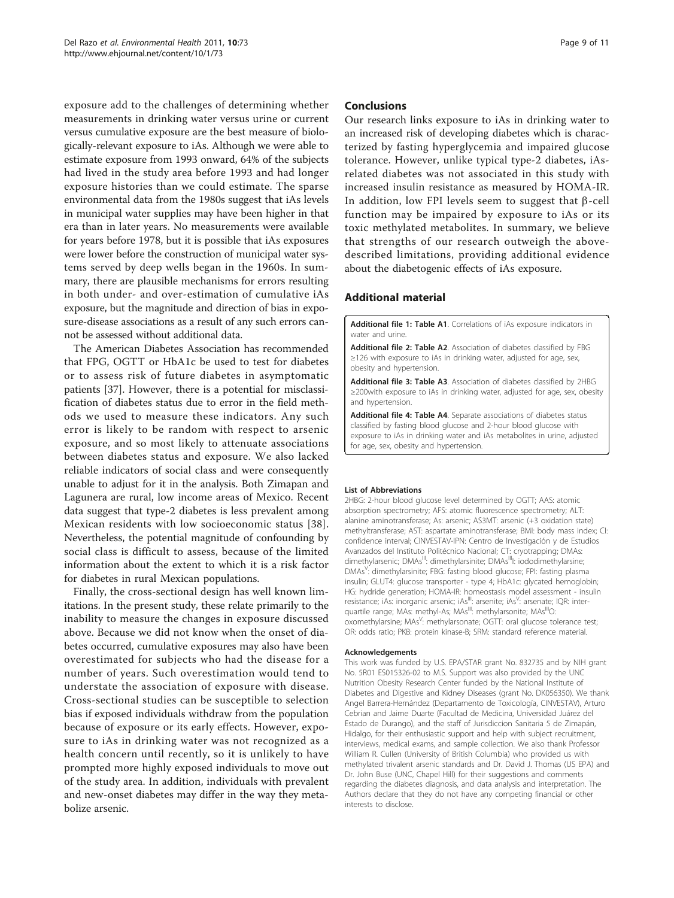exposure add to the challenges of determining whether measurements in drinking water versus urine or current versus cumulative exposure are the best measure of biologically-relevant exposure to iAs. Although we were able to estimate exposure from 1993 onward, 64% of the subjects had lived in the study area before 1993 and had longer exposure histories than we could estimate. The sparse environmental data from the 1980s suggest that iAs levels in municipal water supplies may have been higher in that era than in later years. No measurements were available for years before 1978, but it is possible that iAs exposures were lower before the construction of municipal water systems served by deep wells began in the 1960s. In summary, there are plausible mechanisms for errors resulting in both under- and over-estimation of cumulative iAs exposure, but the magnitude and direction of bias in exposure-disease associations as a result of any such errors cannot be assessed without additional data.

The American Diabetes Association has recommended that FPG, OGTT or HbA1c be used to test for diabetes or to assess risk of future diabetes in asymptomatic patients [37]. However, there is a potential for misclassification of diabetes status due to error in the field methods we used to measure these indicators. Any such error is likely to be random with respect to arsenic exposure, and so most likely to attenuate associations between diabetes status and exposure. We also lacked reliable indicators of social class and were consequently unable to adjust for it in the analysis. Both Zimapan and Lagunera are rural, low income areas of Mexico. Recent data suggest that type-2 diabetes is less prevalent among Mexican residents with low socioeconomic status [38]. Nevertheless, the potential magnitude of confounding by social class is difficult to assess, because of the limited information about the extent to which it is a risk factor for diabetes in rural Mexican populations.

Finally, the cross-sectional design has well known limitations. In the present study, these relate primarily to the inability to measure the changes in exposure discussed above. Because we did not know when the onset of diabetes occurred, cumulative exposures may also have been overestimated for subjects who had the disease for a number of years. Such overestimation would tend to understate the association of exposure with disease. Cross-sectional studies can be susceptible to selection bias if exposed individuals withdraw from the population because of exposure or its early effects. However, exposure to iAs in drinking water was not recognized as a health concern until recently, so it is unlikely to have prompted more highly exposed individuals to move out of the study area. In addition, individuals with prevalent and new-onset diabetes may differ in the way they metabolize arsenic.

## Conclusions

Our research links exposure to iAs in drinking water to an increased risk of developing diabetes which is characterized by fasting hyperglycemia and impaired glucose tolerance. However, unlike typical type-2 diabetes, iAs-related diabetes was not associated in this study with increased insulin resistance as measured by HOMA-IR. In addition, low FPI levels seem to suggest that β-cell function may be impaired by exposure to iAs or its toxic methylated metabolites. In summary, we believe that strengths of our research outweigh the above-described limitations, providing additional evidence about the diabetogenic effects of iAs exposure.

## Additional material

**Additional file 1: Table A1**. Correlations of iAs exposure indicators in water and urine.

**Additional file 2: Table A2**. Association of diabetes classified by FBG ≥126 with exposure to iAs in drinking water, adjusted for age, sex, obesity and hypertension.

**Additional file 3: Table A3**. Association of diabetes classified by 2HBG ≥200with exposure to iAs in drinking water, adjusted for age, sex, obesity and hypertension.

**Additional file 4: Table A4**. Separate associations of diabetes status classified by fasting blood glucose and 2-hour blood glucose with exposure to iAs in drinking water and iAs metabolites in urine, adjusted for age, sex, obesity and hypertension.

#### List of Abbreviations

2HBG: 2-hour blood glucose level determined by OGTT; AAS: atomic absorption spectrometry; AFS: atomic fluorescence spectrometry; ALT: alanine aminotransferase; As: arsenic; AS3MT: arsenic (+3 oxidation state) methyltransferase; AST: aspartate aminotransferase; BMI: body mass index; CI: confidence interval; CINVESTAV-IPN: Centro de Investigación y de Estudios Avanzados del Instituto Politécnico Nacional; CT: cryotrapping; DMAs: dimethylarsenic; $DMAs^{III}$: dimethylarsinite; $DMAs^{III}I$: iododimethylarsine; $DMAs^{V}$: dimethylarsinite; FBG: fasting blood glucose; FPI: fasting plasma insulin; GLUT4: glucose transporter - type 4; HbA1c: glycated hemoglobin; HG: hydride generation; HOMA-IR: homeostasis model assessment - insulin resistance; iAs: inorganic arsenic; $iAs^{III}$: arsenite; $iAs^{V}$: arsenate; IQR: inter-quartile range; MAs: methyl-As; $MAs^{III}$: methylarsonite; $MAs^{III}O$: oxomethylarsine; $MAs^{V}$: methylarsonate; OGTT: oral glucose tolerance test; OR: odds ratio; PKB: protein kinase-B; SRM: standard reference material.

#### Acknowledgements

This work was funded by U.S. EPA/STAR grant No. 832735 and by NIH grant No. 5R01 ES015326-02 to M.S. Support was also provided by the UNC Nutrition Obesity Research Center funded by the National Institute of Diabetes and Digestive and Kidney Diseases (grant No. DK056350). We thank Angel Barrera-Hernández (Departamento de Toxicología, CINVESTAV), Arturo Cebrian and Jaime Duarte (Facultad de Medicina, Universidad Juárez del Estado de Durango), and the staff of Jurisdiccion Sanitaria 5 de Zimapán, Hidalgo, for their enthusiastic support and help with subject recruitment, interviews, medical exams, and sample collection. We also thank Professor William R. Cullen (University of British Columbia) who provided us with methylated trivalent arsenic standards and Dr. David J. Thomas (US EPA) and Dr. John Buse (UNC, Chapel Hill) for their suggestions and comments regarding the diabetes diagnosis, and data analysis and interpretation. The Authors declare that they do not have any competing financial or other interests to disclose.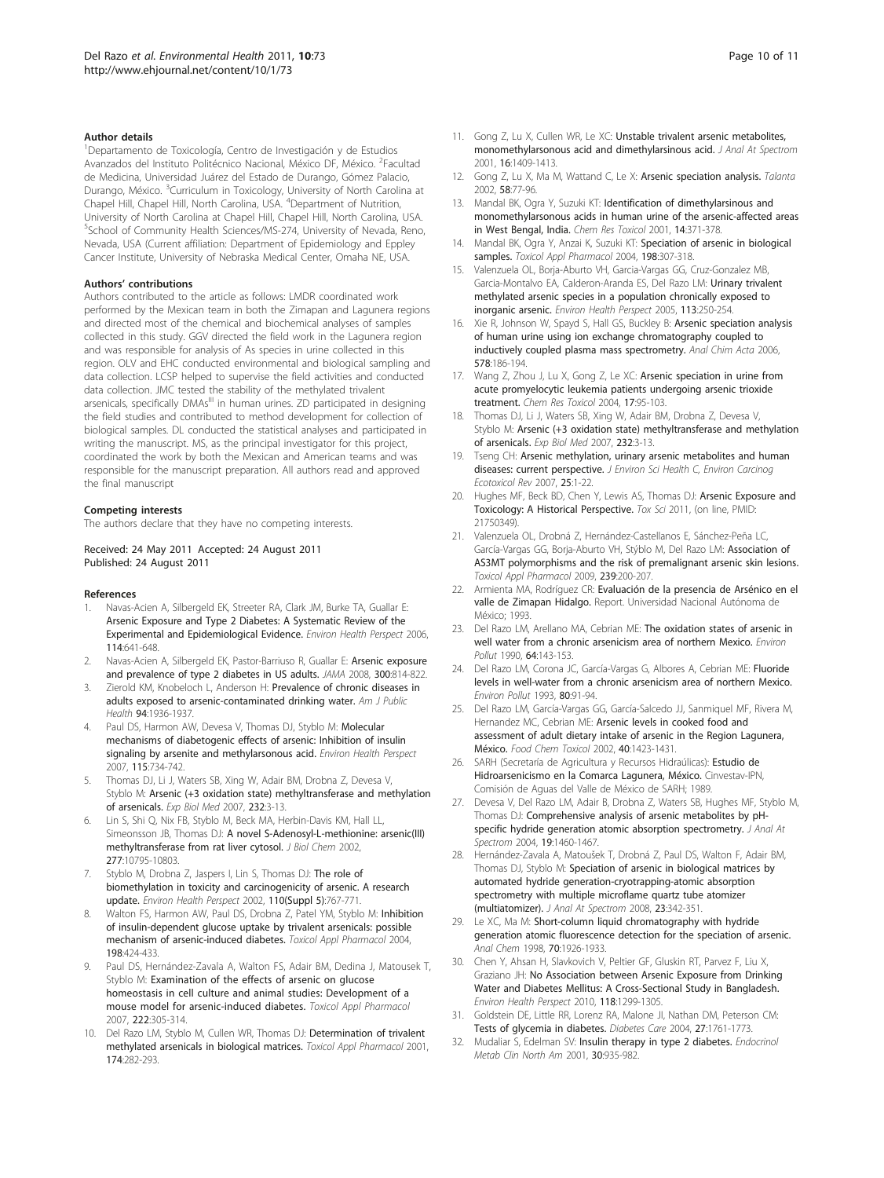#### Author details

[1]Departamento de Toxicología, Centro de Investigación y de Estudios Avanzados del Instituto Politécnico Nacional, México DF, México. [2]Facultad de Medicina, Universidad Juárez del Estado de Durango, Gómez Palacio, Durango, México. [3]Curriculum in Toxicology, University of North Carolina at Chapel Hill, Chapel Hill, North Carolina, USA. [4]Department of Nutrition, University of North Carolina at Chapel Hill, Chapel Hill, North Carolina, USA. [5]School of Community Health Sciences/MS-274, University of Nevada, Reno, Nevada, USA (Current affiliation: Department of Epidemiology and Eppley Cancer Institute, University of Nebraska Medical Center, Omaha NE, USA.

#### Authors' contributions

Authors contributed to the article as follows: LMDR coordinated work performed by the Mexican team in both the Zimapan and Lagunera regions and directed most of the chemical and biochemical analyses of samples collected in this study. GGV directed the field work in the Lagunera region and was responsible for analysis of As species in urine collected in this region. OLV and EHC conducted environmental and biological sampling and data collection. LCSP helped to supervise the field activities and conducted data collection. JMC tested the stability of the methylated trivalent arsenicals, specifically $DMAs^{III}$ in human urines. ZD participated in designing the field studies and contributed to method development for collection of biological samples. DL conducted the statistical analyses and participated in writing the manuscript. MS, as the principal investigator for this project, coordinated the work by both the Mexican and American teams and was responsible for the manuscript preparation. All authors read and approved the final manuscript

#### Competing interests

The authors declare that they have no competing interests.

Received: 24 May 2011 Accepted: 24 August 2011
Published: 24 August 2011

#### References

1. Navas-Acien A, Silbergeld EK, Streeter RA, Clark JM, Burke TA, Guallar E: Arsenic Exposure and Type 2 Diabetes: A Systematic Review of the Experimental and Epidemiological Evidence. *Environ Health Perspect* 2006, 114:641-648.
2. Navas-Acien A, Silbergeld EK, Pastor-Barriuso R, Guallar E: Arsenic exposure and prevalence of type 2 diabetes in US adults. *JAMA* 2008, 300:814-822.
3. Zierold KM, Knobeloch L, Anderson H: Prevalence of chronic diseases in adults exposed to arsenic-contaminated drinking water. *Am J Public Health* 94:1936-1937.
4. Paul DS, Harmon AW, Devesa V, Thomas DJ, Styblo M: Molecular mechanisms of diabetogenic effects of arsenic: Inhibition of insulin signaling by arsenite and methylarsonous acid. *Environ Health Perspect* 2007, 115:734-742.
5. Thomas DJ, Li J, Waters SB, Xing W, Adair BM, Drobna Z, Devesa V, Styblo M: Arsenic (+3 oxidation state) methyltransferase and methylation of arsenicals. *Exp Biol Med* 2007, 232:3-13.
6. Lin S, Shi Q, Nix FB, Styblo M, Beck MA, Herbin-Davis KM, Hall LL, Simeonsson JB, Thomas DJ: A novel S-Adenosyl-L-methionine: arsenic(III) methyltransferase from rat liver cytosol. *J Biol Chem* 2002, 277:10795-10803.
7. Styblo M, Drobna Z, Jaspers I, Lin S, Thomas DJ: The role of biomethylation in toxicity and carcinogenicity of arsenic. A research update. *Environ Health Perspect* 2002, 110(Suppl 5):767-771.
8. Walton FS, Harmon AW, Paul DS, Drobna Z, Patel YM, Styblo M: Inhibition of insulin-dependent glucose uptake by trivalent arsenicals: possible mechanism of arsenic-induced diabetes. *Toxicol Appl Pharmacol* 2004, 198:424-433.
9. Paul DS, Hernández-Zavala A, Walton FS, Adair BM, Dedina J, Matousek T, Styblo M: Examination of the effects of arsenic on glucose homeostasis in cell culture and animal studies: Development of a mouse model for arsenic-induced diabetes. *Toxicol Appl Pharmacol* 2007, 222:305-314.
10. Del Razo LM, Styblo M, Cullen WR, Thomas DJ: Determination of trivalent methylated arsenicals in biological matrices. *Toxicol Appl Pharmacol* 2001, 174:282-293.
11. Gong Z, Lu X, Cullen WR, Le XC: Unstable trivalent arsenic metabolites, monomethylarsonous acid and dimethylarsinous acid. *J Anal At Spectrom* 2001, 16:1409-1413.
12. Gong Z, Lu X, Ma M, Wattand C, Le X: Arsenic speciation analysis. *Talanta* 2002, 58:77-96.
13. Mandal BK, Ogra Y, Suzuki KT: Identification of dimethylarsinous and monomethylarsonous acids in human urine of the arsenic-affected areas in West Bengal, India. *Chem Res Toxicol* 2001, 14:371-378.
14. Mandal BK, Ogra Y, Anzai K, Suzuki KT: Speciation of arsenic in biological samples. *Toxicol Appl Pharmacol* 2004, 198:307-318.
15. Valenzuela OL, Borja-Aburto VH, Garcia-Vargas GG, Cruz-Gonzalez MB, Garcia-Montalvo EA, Calderon-Aranda ES, Del Razo LM: Urinary trivalent methylated arsenic species in a population chronically exposed to inorganic arsenic. *Environ Health Perspect* 2005, 113:250-254.
16. Xie R, Johnson W, Spayd S, Hall GS, Buckley B: Arsenic speciation analysis of human urine using ion exchange chromatography coupled to inductively coupled plasma mass spectrometry. *Anal Chim Acta* 2006, 578:186-194.
17. Wang Z, Zhou J, Lu X, Gong Z, Le XC: Arsenic speciation in urine from acute promyelocytic leukemia patients undergoing arsenic trioxide treatment. *Chem Res Toxicol* 2004, 17:95-103.
18. Thomas DJ, Li J, Waters SB, Xing W, Adair BM, Drobna Z, Devesa V, Styblo M: Arsenic (+3 oxidation state) methyltransferase and methylation of arsenicals. *Exp Biol Med* 2007, 232:3-13.
19. Tseng CH: Arsenic methylation, urinary arsenic metabolites and human diseases: current perspective. *J Environ Sci Health C, Environ Carcinog Ecotoxicol Rev* 2007, 25:1-22.
20. Hughes MF, Beck BD, Chen Y, Lewis AS, Thomas DJ: Arsenic Exposure and Toxicology: A Historical Perspective. *Tox Sci* 2011, (on line, PMID: 21750349).
21. Valenzuela OL, Drobná Z, Hernández-Castellanos E, Sánchez-Peña LC, García-Vargas GG, Borja-Aburto VH, Stýblo M, Del Razo LM: Association of AS3MT polymorphisms and the risk of premalignant arsenic skin lesions. *Toxicol Appl Pharmacol* 2009, 239:200-207.
22. Armienta MA, Rodríguez CR: Evaluación de la presencia de Arsénico en el valle de Zimapan Hidalgo. Report. Universidad Nacional Autónoma de México; 1993.
23. Del Razo LM, Arellano MA, Cebrian ME: The oxidation states of arsenic in well water from a chronic arsenicism area of northern Mexico. *Environ Pollut* 1990, 64:143-153.
24. Del Razo LM, Corona JC, García-Vargas G, Albores A, Cebrian ME: Fluoride levels in well-water from a chronic arsenicism area of northern Mexico. *Environ Pollut* 1993, 80:91-94.
25. Del Razo LM, García-Vargas GG, García-Salcedo JJ, Sanmiquel MF, Rivera M, Hernandez MC, Cebrian ME: Arsenic levels in cooked food and assessment of adult dietary intake of arsenic in the Region Lagunera, México. *Food Chem Toxicol* 2002, 40:1423-1431.
26. SARH (Secretaría de Agricultura y Recursos Hidraúlicas): Estudio de Hidroarsenicismo en la Comarca Lagunera, México. Cinvestav-IPN, Comisión de Aguas del Valle de México de SARH; 1989.
27. Devesa V, Del Razo LM, Adair B, Drobna Z, Waters SB, Hughes MF, Styblo M, Thomas DJ: Comprehensive analysis of arsenic metabolites by pH-specific hydride generation atomic absorption spectrometry. *J Anal At Spectrom* 2004, 19:1460-1467.
28. Hernández-Zavala A, Matoušek T, Drobná Z, Paul DS, Walton F, Adair BM, Thomas DJ, Styblo M: Speciation of arsenic in biological matrices by automated hydride generation-cryotrapping-atomic absorption spectrometry with multiple microflame quartz tube atomizer (multiatomizer). *J Anal At Spectrom* 2008, 23:342-351.
29. Le XC, Ma M: Short-column liquid chromatography with hydride generation atomic fluorescence detection for the speciation of arsenic. *Anal Chem* 1998, 70:1926-1933.
30. Chen Y, Ahsan H, Slavkovich V, Peltier GF, Gluskin RT, Parvez F, Liu X, Graziano JH: No Association between Arsenic Exposure from Drinking Water and Diabetes Mellitus: A Cross-Sectional Study in Bangladesh. *Environ Health Perspect* 2010, 118:1299-1305.
31. Goldstein DE, Little RR, Lorenz RA, Malone JI, Nathan DM, Peterson CM: Tests of glycemia in diabetes. *Diabetes Care* 2004, 27:1761-1773.
32. Mudaliar S, Edelman SV: Insulin therapy in type 2 diabetes. *Endocrinol Metab Clin North Am* 2001, 30:935-982.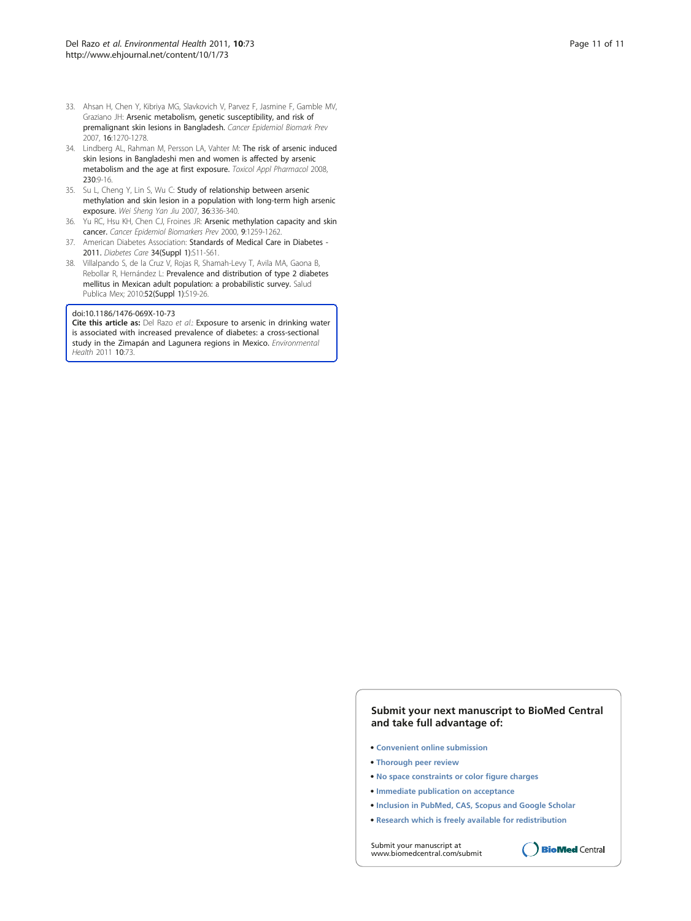33. Ahsan H, Chen Y, Kibriya MG, Slavkovich V, Parvez F, Jasmine F, Gamble MV, Graziano JH: **Arsenic metabolism, genetic susceptibility, and risk of premalignant skin lesions in Bangladesh.** *Cancer Epidemiol Biomark Prev* 2007, **16**:1270-1278.
34. Lindberg AL, Rahman M, Persson LA, Vahter M: **The risk of arsenic induced skin lesions in Bangladeshi men and women is affected by arsenic metabolism and the age at first exposure.** *Toxicol Appl Pharmacol* 2008, **230**:9-16.
35. Su L, Cheng Y, Lin S, Wu C: **Study of relationship between arsenic methylation and skin lesion in a population with long-term high arsenic exposure.** *Wei Sheng Yan Jiu* 2007, **36**:336-340.
36. Yu RC, Hsu KH, Chen CJ, Froines JR: **Arsenic methylation capacity and skin cancer.** *Cancer Epidemiol Biomarkers Prev* 2000, **9**:1259-1262.
37. American Diabetes Association: **Standards of Medical Care in Diabetes - 2011.** *Diabetes Care* **34(Suppl 1)**:S11-S61.
38. Villalpando S, de la Cruz V, Rojas R, Shamah-Levy T, Avila MA, Gaona B, Rebollar R, Hernández L: **Prevalence and distribution of type 2 diabetes mellitus in Mexican adult population: a probabilistic survey.** Salud Publica Mex; 2010:**52(Suppl 1)**:S19-26.

doi:10.1186/1476-069X-10-73

**Cite this article as:** Del Razo *et al.*: Exposure to arsenic in drinking water is associated with increased prevalence of diabetes: a cross-sectional study in the Zimapán and Lagunera regions in Mexico. *Environmental Health* 2011 **10**:73.

**Submit your next manuscript to BioMed Central and take full advantage of:**

- **Convenient online submission**
- **Thorough peer review**
- **No space constraints or color figure charges**
- **Immediate publication on acceptance**
- **Inclusion in PubMed, CAS, Scopus and Google Scholar**
- **Research which is freely available for redistribution**

Submit your manuscript at
www.biomedcentral.com/submit

BioMed Central